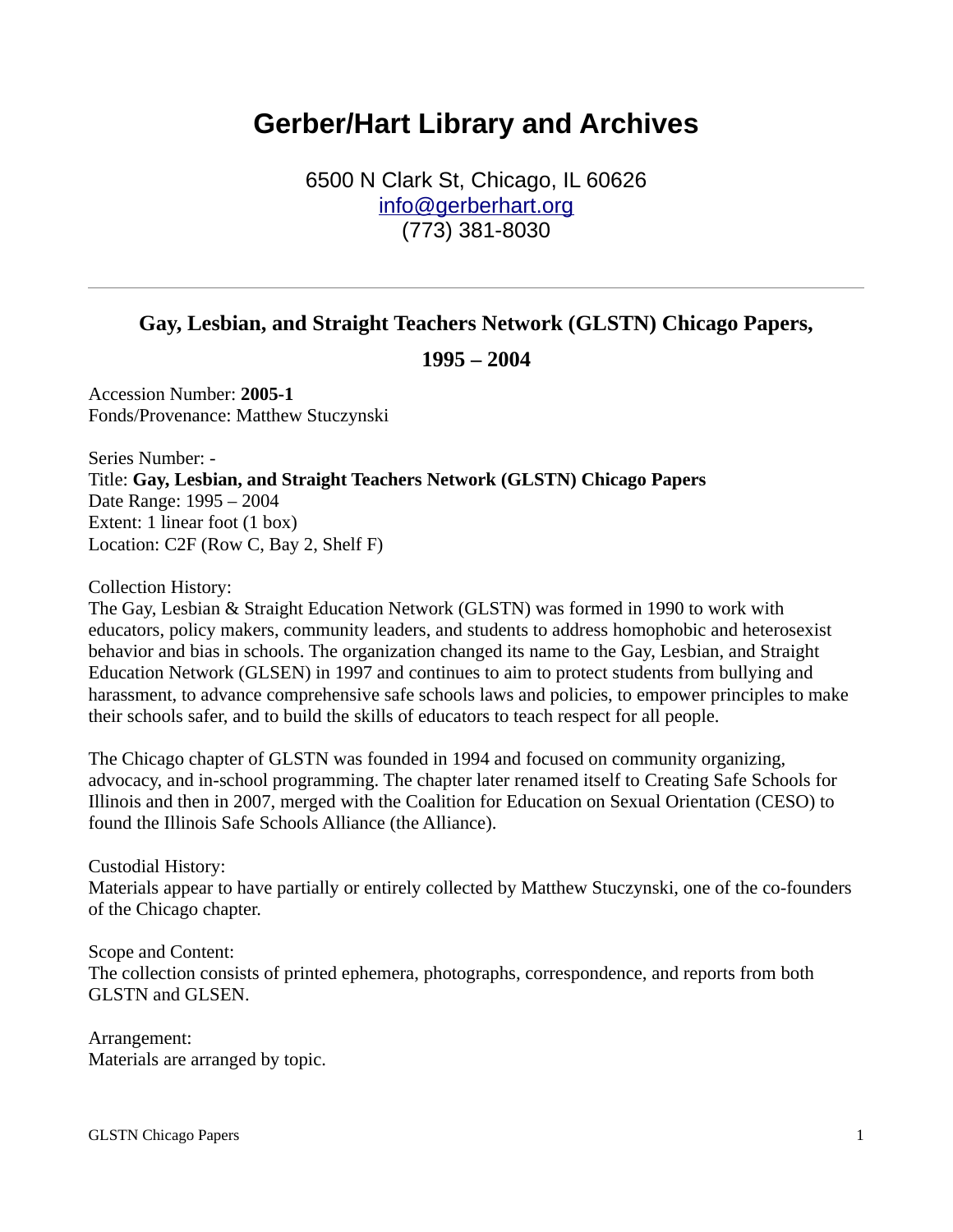# Gerber/Hart Library and Archives

6500 N Clark St, Chicago, IL 60626
info@gerberhart.org
(773) 381-8030

---

## Gay, Lesbian, and Straight Teachers Network (GLSTN) Chicago Papers, 1995 – 2004

Accession Number: **2005-1**
Fonds/Provenance: Matthew Stuczynski

Series Number: -
Title: **Gay, Lesbian, and Straight Teachers Network (GLSTN) Chicago Papers**
Date Range: 1995 – 2004
Extent: 1 linear foot (1 box)
Location: C2F (Row C, Bay 2, Shelf F)

Collection History:
The Gay, Lesbian & Straight Education Network (GLSTN) was formed in 1990 to work with educators, policy makers, community leaders, and students to address homophobic and heterosexist behavior and bias in schools. The organization changed its name to the Gay, Lesbian, and Straight Education Network (GLSEN) in 1997 and continues to aim to protect students from bullying and harassment, to advance comprehensive safe schools laws and policies, to empower principles to make their schools safer, and to build the skills of educators to teach respect for all people.

The Chicago chapter of GLSTN was founded in 1994 and focused on community organizing, advocacy, and in-school programming. The chapter later renamed itself to Creating Safe Schools for Illinois and then in 2007, merged with the Coalition for Education on Sexual Orientation (CESO) to found the Illinois Safe Schools Alliance (the Alliance).

Custodial History:
Materials appear to have partially or entirely collected by Matthew Stuczynski, one of the co-founders of the Chicago chapter.

Scope and Content:
The collection consists of printed ephemera, photographs, correspondence, and reports from both GLSTN and GLSEN.

Arrangement:
Materials are arranged by topic.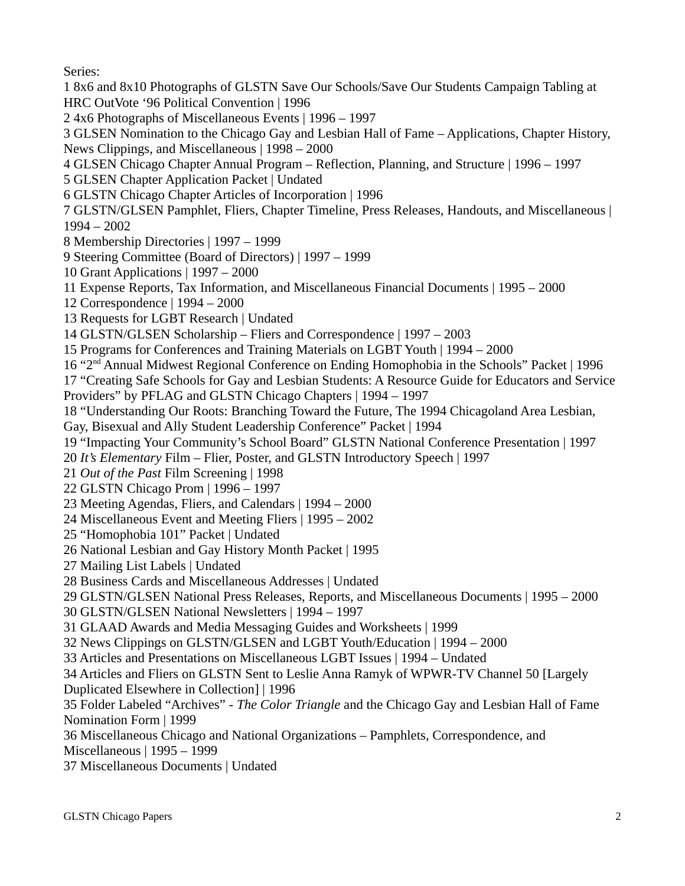Series:

1 8x6 and 8x10 Photographs of GLSTN Save Our Schools/Save Our Students Campaign Tabling at HRC OutVote '96 Political Convention | 1996
2 4x6 Photographs of Miscellaneous Events | 1996 – 1997
3 GLSEN Nomination to the Chicago Gay and Lesbian Hall of Fame – Applications, Chapter History, News Clippings, and Miscellaneous | 1998 – 2000
4 GLSEN Chicago Chapter Annual Program – Reflection, Planning, and Structure | 1996 – 1997
5 GLSEN Chapter Application Packet | Undated
6 GLSTN Chicago Chapter Articles of Incorporation | 1996
7 GLSTN/GLSEN Pamphlet, Fliers, Chapter Timeline, Press Releases, Handouts, and Miscellaneous | 1994 – 2002
8 Membership Directories | 1997 – 1999
9 Steering Committee (Board of Directors) | 1997 – 1999
10 Grant Applications | 1997 – 2000
11 Expense Reports, Tax Information, and Miscellaneous Financial Documents | 1995 – 2000
12 Correspondence | 1994 – 2000
13 Requests for LGBT Research | Undated
14 GLSTN/GLSEN Scholarship – Fliers and Correspondence | 1997 – 2003
15 Programs for Conferences and Training Materials on LGBT Youth | 1994 – 2000
16 "2nd Annual Midwest Regional Conference on Ending Homophobia in the Schools" Packet | 1996
17 "Creating Safe Schools for Gay and Lesbian Students: A Resource Guide for Educators and Service Providers" by PFLAG and GLSTN Chicago Chapters | 1994 – 1997
18 "Understanding Our Roots: Branching Toward the Future, The 1994 Chicagoland Area Lesbian, Gay, Bisexual and Ally Student Leadership Conference" Packet | 1994
19 "Impacting Your Community's School Board" GLSTN National Conference Presentation | 1997
20 *It's Elementary* Film – Flier, Poster, and GLSTN Introductory Speech | 1997
21 *Out of the Past* Film Screening | 1998
22 GLSTN Chicago Prom | 1996 – 1997
23 Meeting Agendas, Fliers, and Calendars | 1994 – 2000
24 Miscellaneous Event and Meeting Fliers | 1995 – 2002
25 "Homophobia 101" Packet | Undated
26 National Lesbian and Gay History Month Packet | 1995
27 Mailing List Labels | Undated
28 Business Cards and Miscellaneous Addresses | Undated
29 GLSTN/GLSEN National Press Releases, Reports, and Miscellaneous Documents | 1995 – 2000
30 GLSTN/GLSEN National Newsletters | 1994 – 1997
31 GLAAD Awards and Media Messaging Guides and Worksheets | 1999
32 News Clippings on GLSTN/GLSEN and LGBT Youth/Education | 1994 – 2000
33 Articles and Presentations on Miscellaneous LGBT Issues | 1994 – Undated
34 Articles and Fliers on GLSTN Sent to Leslie Anna Ramyk of WPWR-TV Channel 50 [Largely Duplicated Elsewhere in Collection] | 1996
35 Folder Labeled "Archives" - *The Color Triangle* and the Chicago Gay and Lesbian Hall of Fame Nomination Form | 1999
36 Miscellaneous Chicago and National Organizations – Pamphlets, Correspondence, and Miscellaneous | 1995 – 1999
37 Miscellaneous Documents | Undated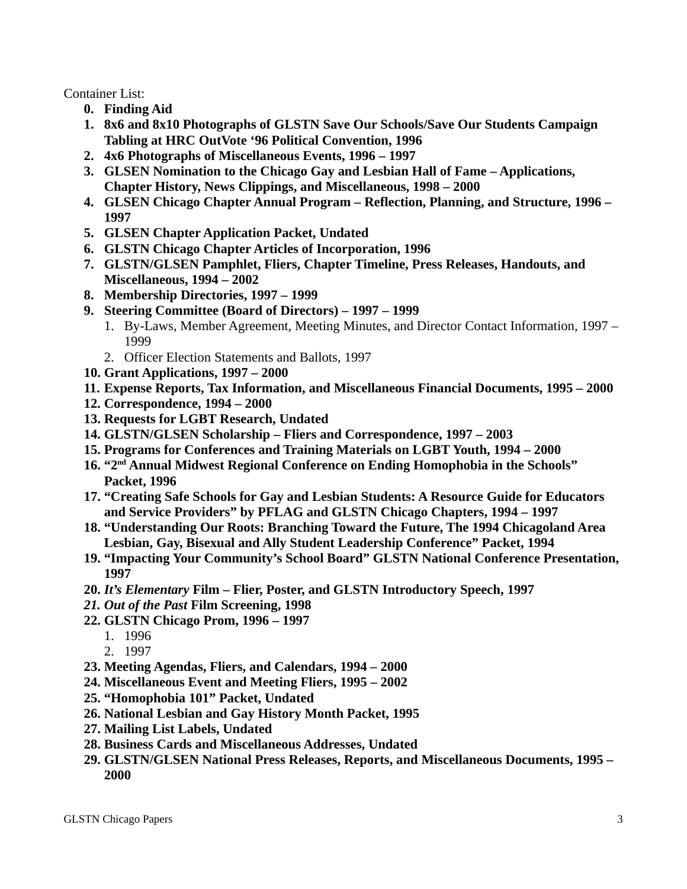Container List:

0. **Finding Aid**
1. **8x6 and 8x10 Photographs of GLSTN Save Our Schools/Save Our Students Campaign Tabling at HRC OutVote '96 Political Convention, 1996**
2. **4x6 Photographs of Miscellaneous Events, 1996 – 1997**
3. **GLSEN Nomination to the Chicago Gay and Lesbian Hall of Fame – Applications, Chapter History, News Clippings, and Miscellaneous, 1998 – 2000**
4. **GLSEN Chicago Chapter Annual Program – Reflection, Planning, and Structure, 1996 – 1997**
5. **GLSEN Chapter Application Packet, Undated**
6. **GLSTN Chicago Chapter Articles of Incorporation, 1996**
7. **GLSTN/GLSEN Pamphlet, Fliers, Chapter Timeline, Press Releases, Handouts, and Miscellaneous, 1994 – 2002**
8. **Membership Directories, 1997 – 1999**
9. **Steering Committee (Board of Directors) – 1997 – 1999**
   1. By-Laws, Member Agreement, Meeting Minutes, and Director Contact Information, 1997 – 1999
   2. Officer Election Statements and Ballots, 1997
10. **Grant Applications, 1997 – 2000**
11. **Expense Reports, Tax Information, and Miscellaneous Financial Documents, 1995 – 2000**
12. **Correspondence, 1994 – 2000**
13. **Requests for LGBT Research, Undated**
14. **GLSTN/GLSEN Scholarship – Fliers and Correspondence, 1997 – 2003**
15. **Programs for Conferences and Training Materials on LGBT Youth, 1994 – 2000**
16. **"2nd Annual Midwest Regional Conference on Ending Homophobia in the Schools" Packet, 1996**
17. **"Creating Safe Schools for Gay and Lesbian Students: A Resource Guide for Educators and Service Providers" by PFLAG and GLSTN Chicago Chapters, 1994 – 1997**
18. **"Understanding Our Roots: Branching Toward the Future, The 1994 Chicagoland Area Lesbian, Gay, Bisexual and Ally Student Leadership Conference" Packet, 1994**
19. **"Impacting Your Community's School Board" GLSTN National Conference Presentation, 1997**
20. ***It's Elementary* Film – Flier, Poster, and GLSTN Introductory Speech, 1997**
21. ***Out of the Past* Film Screening, 1998**
22. **GLSTN Chicago Prom, 1996 – 1997**
   1. 1996
   2. 1997
23. **Meeting Agendas, Fliers, and Calendars, 1994 – 2000**
24. **Miscellaneous Event and Meeting Fliers, 1995 – 2002**
25. **"Homophobia 101" Packet, Undated**
26. **National Lesbian and Gay History Month Packet, 1995**
27. **Mailing List Labels, Undated**
28. **Business Cards and Miscellaneous Addresses, Undated**
29. **GLSTN/GLSEN National Press Releases, Reports, and Miscellaneous Documents, 1995 – 2000**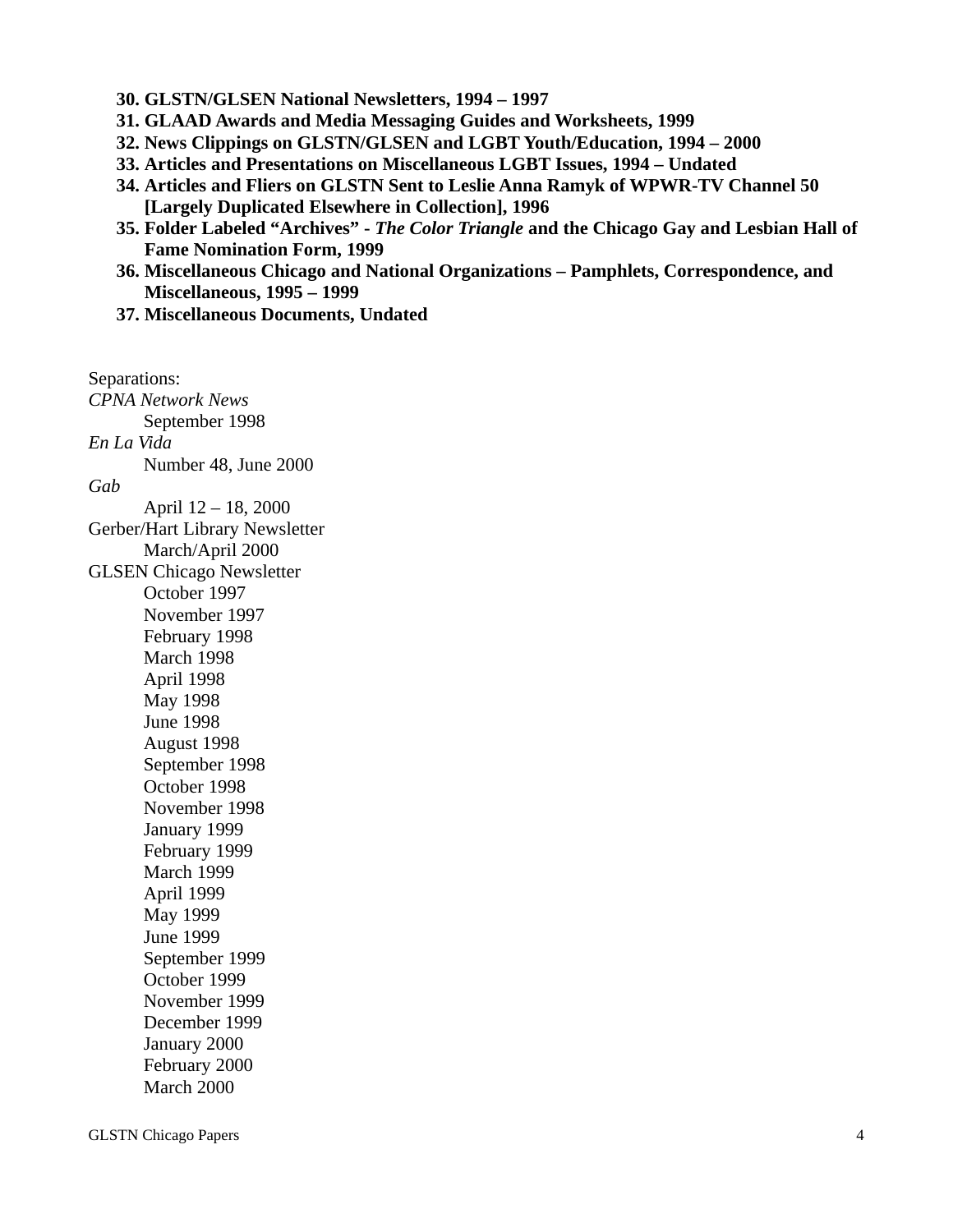30. **GLSTN/GLSEN National Newsletters, 1994 – 1997**
31. **GLAAD Awards and Media Messaging Guides and Worksheets, 1999**
32. **News Clippings on GLSTN/GLSEN and LGBT Youth/Education, 1994 – 2000**
33. **Articles and Presentations on Miscellaneous LGBT Issues, 1994 – Undated**
34. **Articles and Fliers on GLSTN Sent to Leslie Anna Ramyk of WPWR-TV Channel 50 [Largely Duplicated Elsewhere in Collection], 1996**
35. **Folder Labeled "Archives" -** ***The Color Triangle*** **and the Chicago Gay and Lesbian Hall of Fame Nomination Form, 1999**
36. **Miscellaneous Chicago and National Organizations – Pamphlets, Correspondence, and Miscellaneous, 1995 – 1999**
37. **Miscellaneous Documents, Undated**

Separations:

*CPNA Network News*
- September 1998

*En La Vida*
- Number 48, June 2000

*Gab*
- April 12 – 18, 2000

Gerber/Hart Library Newsletter
- March/April 2000

GLSEN Chicago Newsletter
- October 1997
- November 1997
- February 1998
- March 1998
- April 1998
- May 1998
- June 1998
- August 1998
- September 1998
- October 1998
- November 1998
- January 1999
- February 1999
- March 1999
- April 1999
- May 1999
- June 1999
- September 1999
- October 1999
- November 1999
- December 1999
- January 2000
- February 2000
- March 2000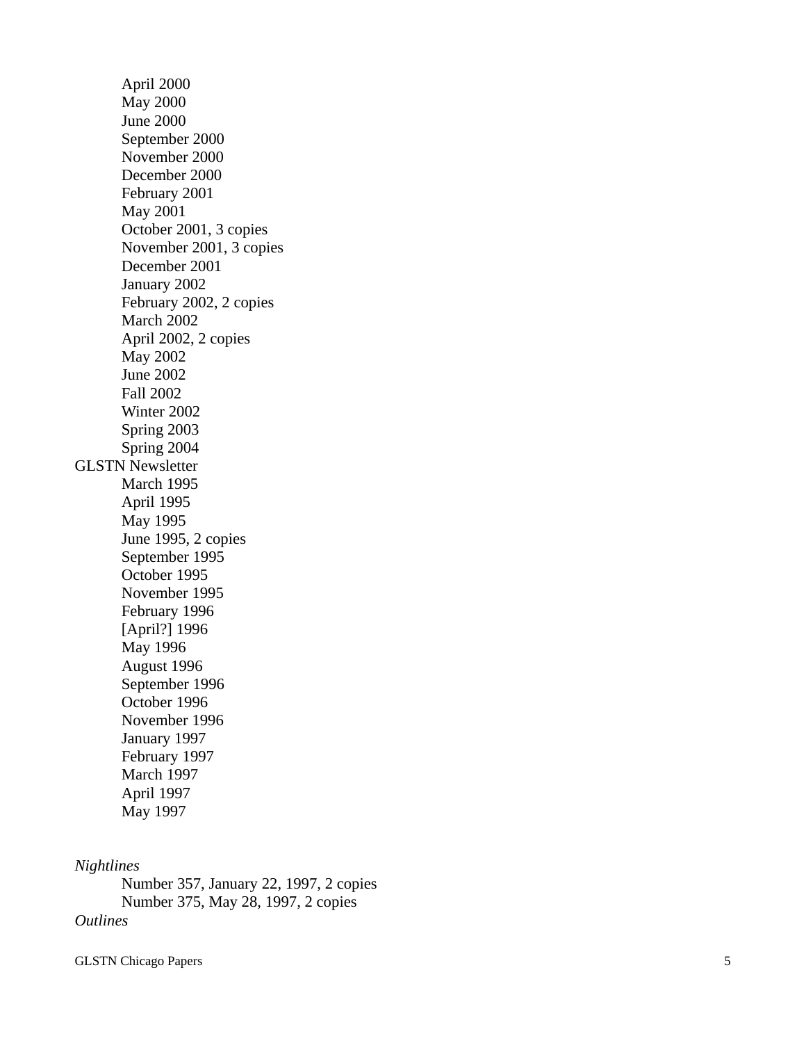- April 2000
- May 2000
- June 2000
- September 2000
- November 2000
- December 2000
- February 2001
- May 2001
- October 2001, 3 copies
- November 2001, 3 copies
- December 2001
- January 2002
- February 2002, 2 copies
- March 2002
- April 2002, 2 copies
- May 2002
- June 2002
- Fall 2002
- Winter 2002
- Spring 2003
- Spring 2004

GLSTN Newsletter

- March 1995
- April 1995
- May 1995
- June 1995, 2 copies
- September 1995
- October 1995
- November 1995
- February 1996
- [April?] 1996
- May 1996
- August 1996
- September 1996
- October 1996
- November 1996
- January 1997
- February 1997
- March 1997
- April 1997
- May 1997

*Nightlines*

- Number 357, January 22, 1997, 2 copies
- Number 375, May 28, 1997, 2 copies

*Outlines*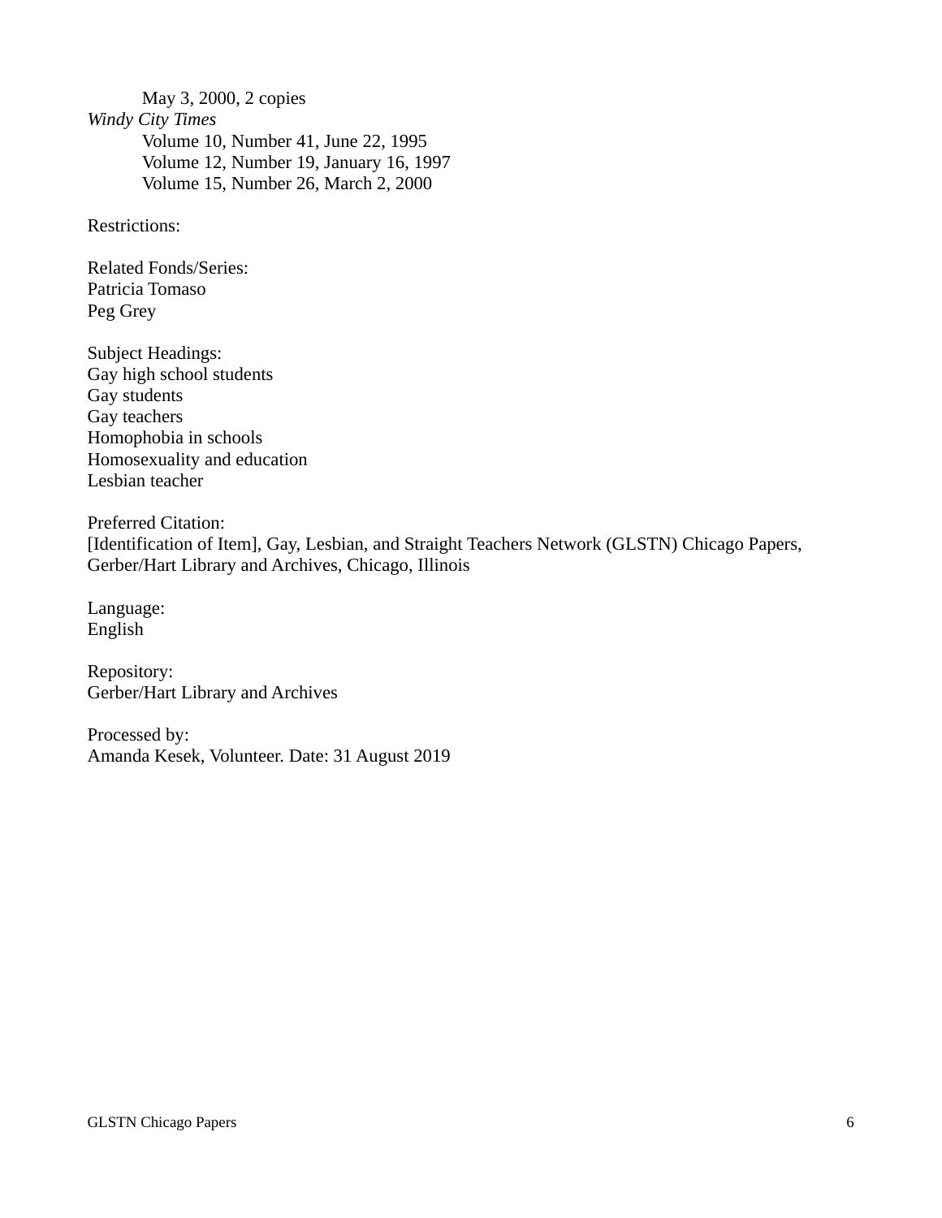May 3, 2000, 2 copies

*Windy City Times*

Volume 10, Number 41, June 22, 1995
Volume 12, Number 19, January 16, 1997
Volume 15, Number 26, March 2, 2000

Restrictions:

Related Fonds/Series:
Patricia Tomaso
Peg Grey

Subject Headings:
Gay high school students
Gay students
Gay teachers
Homophobia in schools
Homosexuality and education
Lesbian teacher

Preferred Citation:
[Identification of Item], Gay, Lesbian, and Straight Teachers Network (GLSTN) Chicago Papers, Gerber/Hart Library and Archives, Chicago, Illinois

Language:
English

Repository:
Gerber/Hart Library and Archives

Processed by:
Amanda Kesek, Volunteer. Date: 31 August 2019